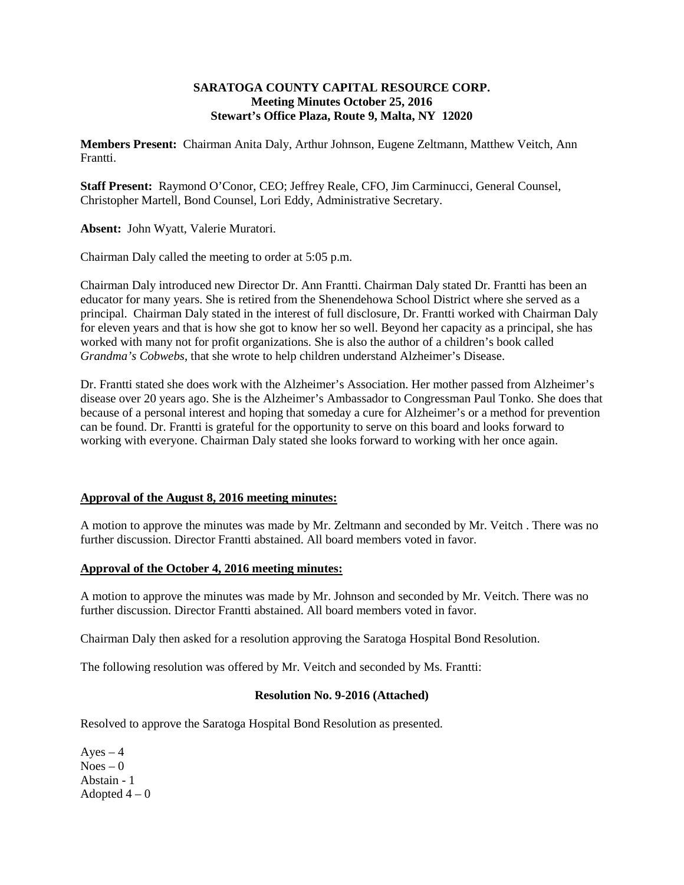**SARATOGA COUNTY CAPITAL RESOURCE CORP.**
**Meeting Minutes October 25, 2016**
**Stewart's Office Plaza, Route 9, Malta, NY 12020**

**Members Present:** Chairman Anita Daly, Arthur Johnson, Eugene Zeltmann, Matthew Veitch, Ann Frantti.

**Staff Present:** Raymond O'Conor, CEO; Jeffrey Reale, CFO, Jim Carminucci, General Counsel, Christopher Martell, Bond Counsel, Lori Eddy, Administrative Secretary.

**Absent:** John Wyatt, Valerie Muratori.

Chairman Daly called the meeting to order at 5:05 p.m.

Chairman Daly introduced new Director Dr. Ann Frantti. Chairman Daly stated Dr. Frantti has been an educator for many years. She is retired from the Shenendehowa School District where she served as a principal. Chairman Daly stated in the interest of full disclosure, Dr. Frantti worked with Chairman Daly for eleven years and that is how she got to know her so well. Beyond her capacity as a principal, she has worked with many not for profit organizations. She is also the author of a children's book called *Grandma's Cobwebs*, that she wrote to help children understand Alzheimer's Disease.

Dr. Frantti stated she does work with the Alzheimer's Association. Her mother passed from Alzheimer's disease over 20 years ago. She is the Alzheimer's Ambassador to Congressman Paul Tonko. She does that because of a personal interest and hoping that someday a cure for Alzheimer's or a method for prevention can be found. Dr. Frantti is grateful for the opportunity to serve on this board and looks forward to working with everyone. Chairman Daly stated she looks forward to working with her once again.

**Approval of the August 8, 2016 meeting minutes:**

A motion to approve the minutes was made by Mr. Zeltmann and seconded by Mr. Veitch . There was no further discussion. Director Frantti abstained. All board members voted in favor.

**Approval of the October 4, 2016 meeting minutes:**

A motion to approve the minutes was made by Mr. Johnson and seconded by Mr. Veitch. There was no further discussion. Director Frantti abstained. All board members voted in favor.

Chairman Daly then asked for a resolution approving the Saratoga Hospital Bond Resolution.

The following resolution was offered by Mr. Veitch and seconded by Ms. Frantti:

**Resolution No. 9-2016 (Attached)**

Resolved to approve the Saratoga Hospital Bond Resolution as presented.

Ayes – 4
Noes – 0
Abstain - 1
Adopted 4 – 0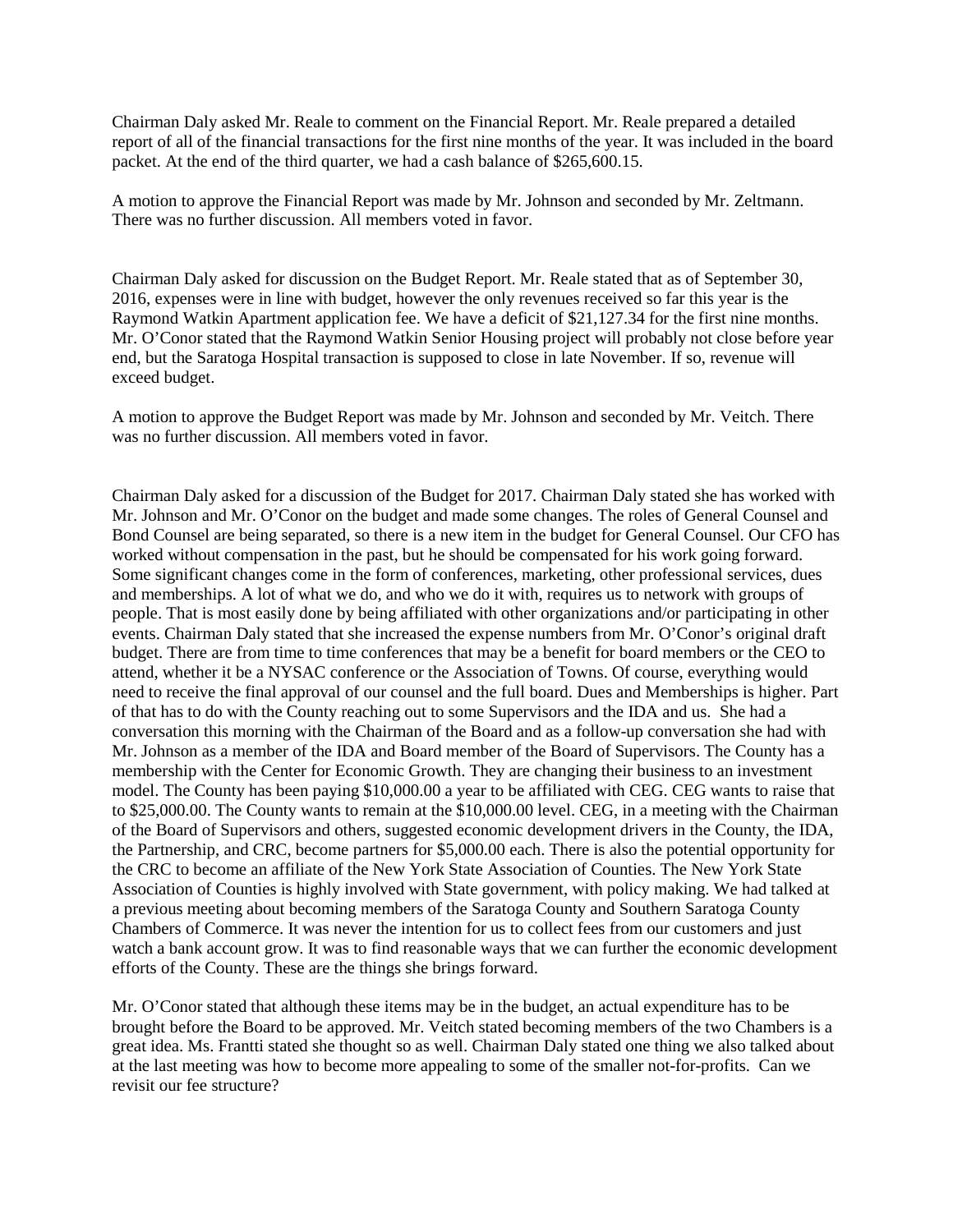Chairman Daly asked Mr. Reale to comment on the Financial Report. Mr. Reale prepared a detailed report of all of the financial transactions for the first nine months of the year. It was included in the board packet. At the end of the third quarter, we had a cash balance of $265,600.15.

A motion to approve the Financial Report was made by Mr. Johnson and seconded by Mr. Zeltmann. There was no further discussion. All members voted in favor.

Chairman Daly asked for discussion on the Budget Report. Mr. Reale stated that as of September 30, 2016, expenses were in line with budget, however the only revenues received so far this year is the Raymond Watkin Apartment application fee. We have a deficit of $21,127.34 for the first nine months. Mr. O'Conor stated that the Raymond Watkin Senior Housing project will probably not close before year end, but the Saratoga Hospital transaction is supposed to close in late November. If so, revenue will exceed budget.

A motion to approve the Budget Report was made by Mr. Johnson and seconded by Mr. Veitch. There was no further discussion. All members voted in favor.

Chairman Daly asked for a discussion of the Budget for 2017. Chairman Daly stated she has worked with Mr. Johnson and Mr. O'Conor on the budget and made some changes. The roles of General Counsel and Bond Counsel are being separated, so there is a new item in the budget for General Counsel. Our CFO has worked without compensation in the past, but he should be compensated for his work going forward. Some significant changes come in the form of conferences, marketing, other professional services, dues and memberships. A lot of what we do, and who we do it with, requires us to network with groups of people. That is most easily done by being affiliated with other organizations and/or participating in other events. Chairman Daly stated that she increased the expense numbers from Mr. O'Conor's original draft budget. There are from time to time conferences that may be a benefit for board members or the CEO to attend, whether it be a NYSAC conference or the Association of Towns. Of course, everything would need to receive the final approval of our counsel and the full board. Dues and Memberships is higher. Part of that has to do with the County reaching out to some Supervisors and the IDA and us. She had a conversation this morning with the Chairman of the Board and as a follow-up conversation she had with Mr. Johnson as a member of the IDA and Board member of the Board of Supervisors. The County has a membership with the Center for Economic Growth. They are changing their business to an investment model. The County has been paying $10,000.00 a year to be affiliated with CEG. CEG wants to raise that to $25,000.00. The County wants to remain at the $10,000.00 level. CEG, in a meeting with the Chairman of the Board of Supervisors and others, suggested economic development drivers in the County, the IDA, the Partnership, and CRC, become partners for $5,000.00 each. There is also the potential opportunity for the CRC to become an affiliate of the New York State Association of Counties. The New York State Association of Counties is highly involved with State government, with policy making. We had talked at a previous meeting about becoming members of the Saratoga County and Southern Saratoga County Chambers of Commerce. It was never the intention for us to collect fees from our customers and just watch a bank account grow. It was to find reasonable ways that we can further the economic development efforts of the County. These are the things she brings forward.

Mr. O'Conor stated that although these items may be in the budget, an actual expenditure has to be brought before the Board to be approved. Mr. Veitch stated becoming members of the two Chambers is a great idea. Ms. Frantti stated she thought so as well. Chairman Daly stated one thing we also talked about at the last meeting was how to become more appealing to some of the smaller not-for-profits. Can we revisit our fee structure?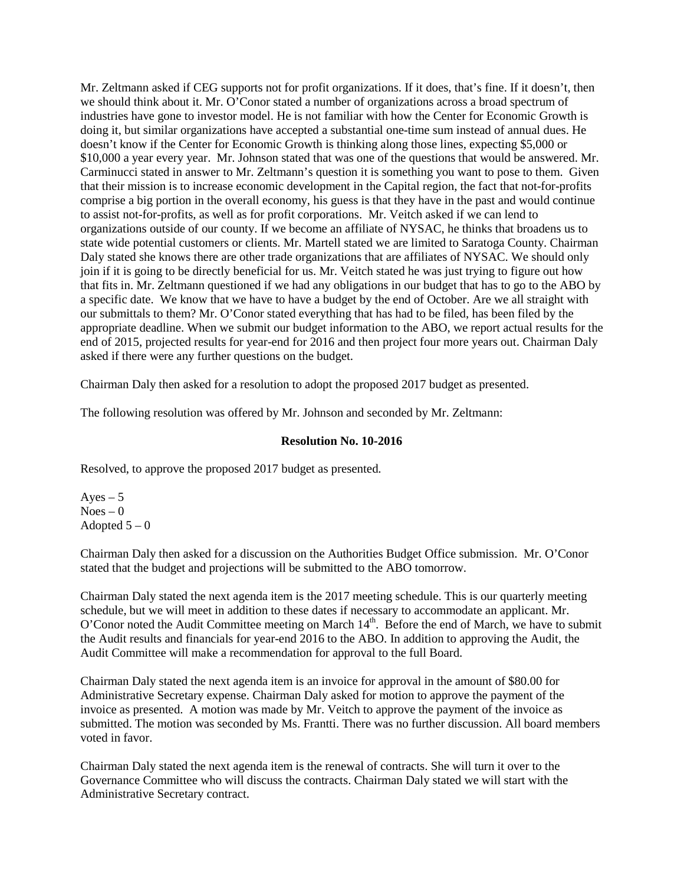Mr. Zeltmann asked if CEG supports not for profit organizations. If it does, that's fine. If it doesn't, then we should think about it. Mr. O'Conor stated a number of organizations across a broad spectrum of industries have gone to investor model. He is not familiar with how the Center for Economic Growth is doing it, but similar organizations have accepted a substantial one-time sum instead of annual dues. He doesn't know if the Center for Economic Growth is thinking along those lines, expecting $5,000 or $10,000 a year every year. Mr. Johnson stated that was one of the questions that would be answered. Mr. Carminucci stated in answer to Mr. Zeltmann's question it is something you want to pose to them. Given that their mission is to increase economic development in the Capital region, the fact that not-for-profits comprise a big portion in the overall economy, his guess is that they have in the past and would continue to assist not-for-profits, as well as for profit corporations. Mr. Veitch asked if we can lend to organizations outside of our county. If we become an affiliate of NYSAC, he thinks that broadens us to state wide potential customers or clients. Mr. Martell stated we are limited to Saratoga County. Chairman Daly stated she knows there are other trade organizations that are affiliates of NYSAC. We should only join if it is going to be directly beneficial for us. Mr. Veitch stated he was just trying to figure out how that fits in. Mr. Zeltmann questioned if we had any obligations in our budget that has to go to the ABO by a specific date. We know that we have to have a budget by the end of October. Are we all straight with our submittals to them? Mr. O'Conor stated everything that has had to be filed, has been filed by the appropriate deadline. When we submit our budget information to the ABO, we report actual results for the end of 2015, projected results for year-end for 2016 and then project four more years out. Chairman Daly asked if there were any further questions on the budget.

Chairman Daly then asked for a resolution to adopt the proposed 2017 budget as presented.

The following resolution was offered by Mr. Johnson and seconded by Mr. Zeltmann:

**Resolution No. 10-2016**

Resolved, to approve the proposed 2017 budget as presented.

Ayes – 5
Noes – 0
Adopted 5 – 0

Chairman Daly then asked for a discussion on the Authorities Budget Office submission. Mr. O'Conor stated that the budget and projections will be submitted to the ABO tomorrow.

Chairman Daly stated the next agenda item is the 2017 meeting schedule. This is our quarterly meeting schedule, but we will meet in addition to these dates if necessary to accommodate an applicant. Mr. O'Conor noted the Audit Committee meeting on March 14th. Before the end of March, we have to submit the Audit results and financials for year-end 2016 to the ABO. In addition to approving the Audit, the Audit Committee will make a recommendation for approval to the full Board.

Chairman Daly stated the next agenda item is an invoice for approval in the amount of $80.00 for Administrative Secretary expense. Chairman Daly asked for motion to approve the payment of the invoice as presented. A motion was made by Mr. Veitch to approve the payment of the invoice as submitted. The motion was seconded by Ms. Frantti. There was no further discussion. All board members voted in favor.

Chairman Daly stated the next agenda item is the renewal of contracts. She will turn it over to the Governance Committee who will discuss the contracts. Chairman Daly stated we will start with the Administrative Secretary contract.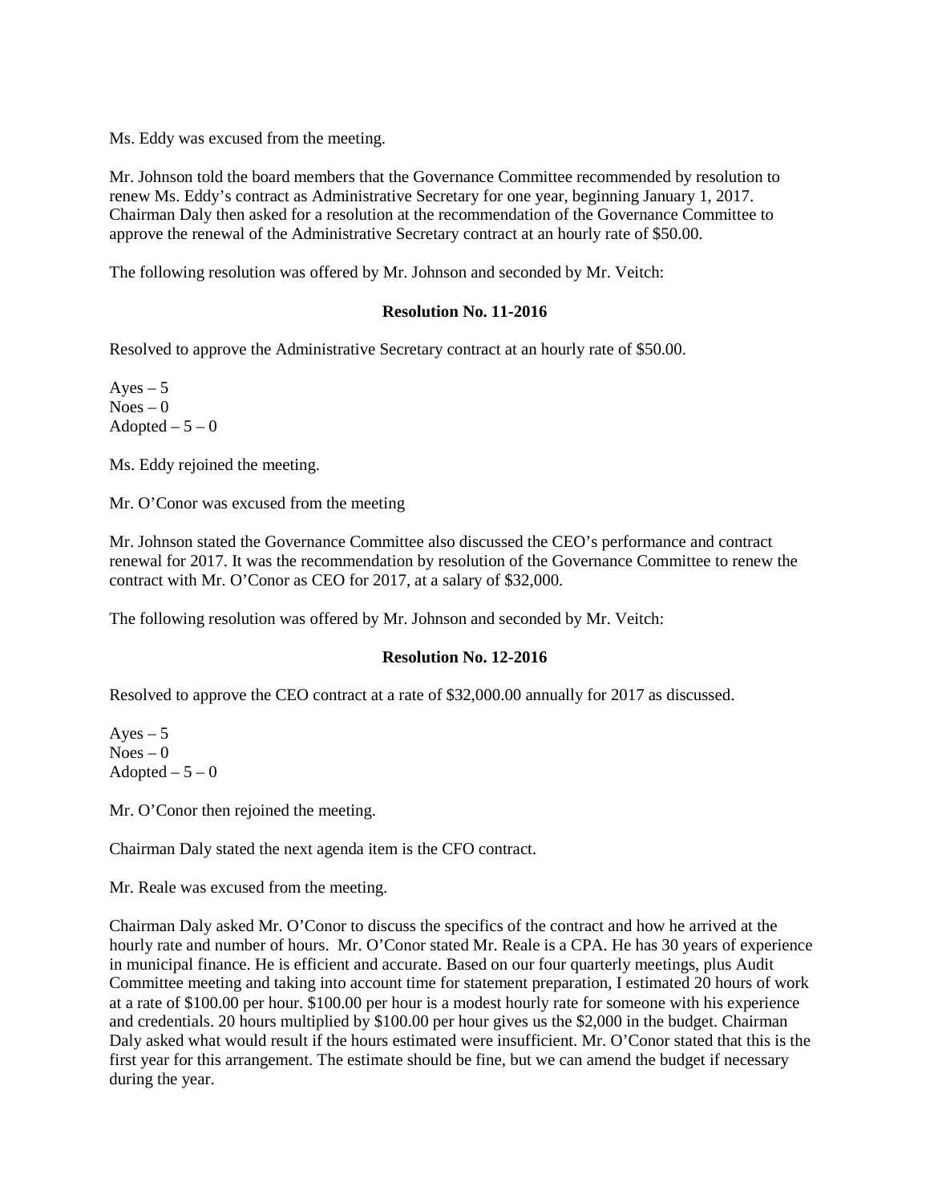Ms. Eddy was excused from the meeting.

Mr. Johnson told the board members that the Governance Committee recommended by resolution to renew Ms. Eddy's contract as Administrative Secretary for one year, beginning January 1, 2017. Chairman Daly then asked for a resolution at the recommendation of the Governance Committee to approve the renewal of the Administrative Secretary contract at an hourly rate of $50.00.

The following resolution was offered by Mr. Johnson and seconded by Mr. Veitch:

**Resolution No. 11-2016**

Resolved to approve the Administrative Secretary contract at an hourly rate of $50.00.

Ayes – 5
Noes – 0
Adopted – 5 – 0

Ms. Eddy rejoined the meeting.

Mr. O'Conor was excused from the meeting

Mr. Johnson stated the Governance Committee also discussed the CEO's performance and contract renewal for 2017. It was the recommendation by resolution of the Governance Committee to renew the contract with Mr. O'Conor as CEO for 2017, at a salary of $32,000.

The following resolution was offered by Mr. Johnson and seconded by Mr. Veitch:

**Resolution No. 12-2016**

Resolved to approve the CEO contract at a rate of $32,000.00 annually for 2017 as discussed.

Ayes – 5
Noes – 0
Adopted – 5 – 0

Mr. O'Conor then rejoined the meeting.

Chairman Daly stated the next agenda item is the CFO contract.

Mr. Reale was excused from the meeting.

Chairman Daly asked Mr. O'Conor to discuss the specifics of the contract and how he arrived at the hourly rate and number of hours. Mr. O'Conor stated Mr. Reale is a CPA. He has 30 years of experience in municipal finance. He is efficient and accurate. Based on our four quarterly meetings, plus Audit Committee meeting and taking into account time for statement preparation, I estimated 20 hours of work at a rate of $100.00 per hour. $100.00 per hour is a modest hourly rate for someone with his experience and credentials. 20 hours multiplied by $100.00 per hour gives us the $2,000 in the budget. Chairman Daly asked what would result if the hours estimated were insufficient. Mr. O'Conor stated that this is the first year for this arrangement. The estimate should be fine, but we can amend the budget if necessary during the year.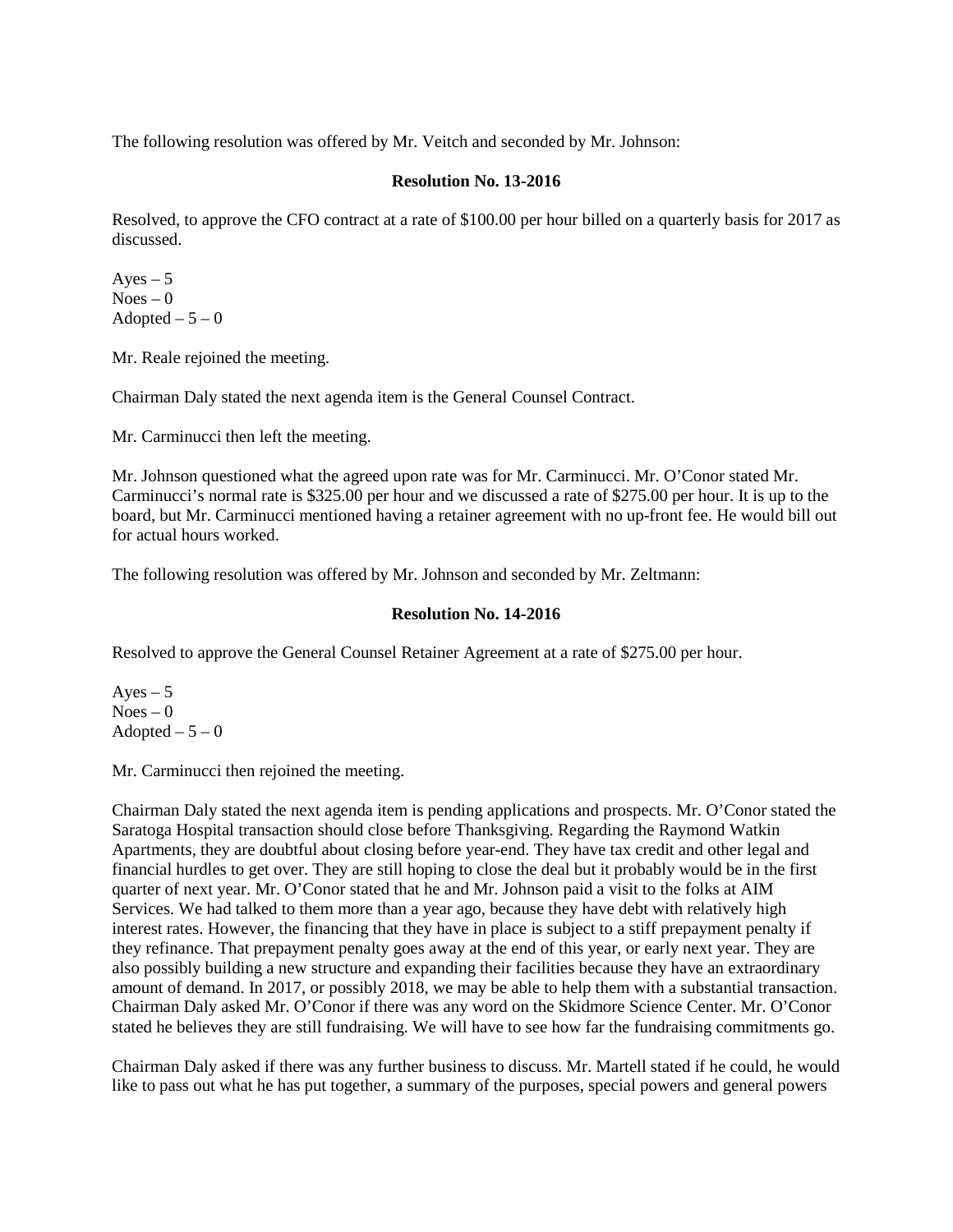The following resolution was offered by Mr. Veitch and seconded by Mr. Johnson:

**Resolution No. 13-2016**

Resolved, to approve the CFO contract at a rate of $100.00 per hour billed on a quarterly basis for 2017 as discussed.

Ayes – 5
Noes – 0
Adopted – 5 – 0

Mr. Reale rejoined the meeting.

Chairman Daly stated the next agenda item is the General Counsel Contract.

Mr. Carminucci then left the meeting.

Mr. Johnson questioned what the agreed upon rate was for Mr. Carminucci. Mr. O'Conor stated Mr. Carminucci's normal rate is $325.00 per hour and we discussed a rate of $275.00 per hour. It is up to the board, but Mr. Carminucci mentioned having a retainer agreement with no up-front fee. He would bill out for actual hours worked.

The following resolution was offered by Mr. Johnson and seconded by Mr. Zeltmann:

**Resolution No. 14-2016**

Resolved to approve the General Counsel Retainer Agreement at a rate of $275.00 per hour.

Ayes – 5
Noes – 0
Adopted – 5 – 0

Mr. Carminucci then rejoined the meeting.

Chairman Daly stated the next agenda item is pending applications and prospects. Mr. O'Conor stated the Saratoga Hospital transaction should close before Thanksgiving. Regarding the Raymond Watkin Apartments, they are doubtful about closing before year-end. They have tax credit and other legal and financial hurdles to get over. They are still hoping to close the deal but it probably would be in the first quarter of next year. Mr. O'Conor stated that he and Mr. Johnson paid a visit to the folks at AIM Services. We had talked to them more than a year ago, because they have debt with relatively high interest rates. However, the financing that they have in place is subject to a stiff prepayment penalty if they refinance. That prepayment penalty goes away at the end of this year, or early next year. They are also possibly building a new structure and expanding their facilities because they have an extraordinary amount of demand. In 2017, or possibly 2018, we may be able to help them with a substantial transaction. Chairman Daly asked Mr. O'Conor if there was any word on the Skidmore Science Center. Mr. O'Conor stated he believes they are still fundraising. We will have to see how far the fundraising commitments go.

Chairman Daly asked if there was any further business to discuss. Mr. Martell stated if he could, he would like to pass out what he has put together, a summary of the purposes, special powers and general powers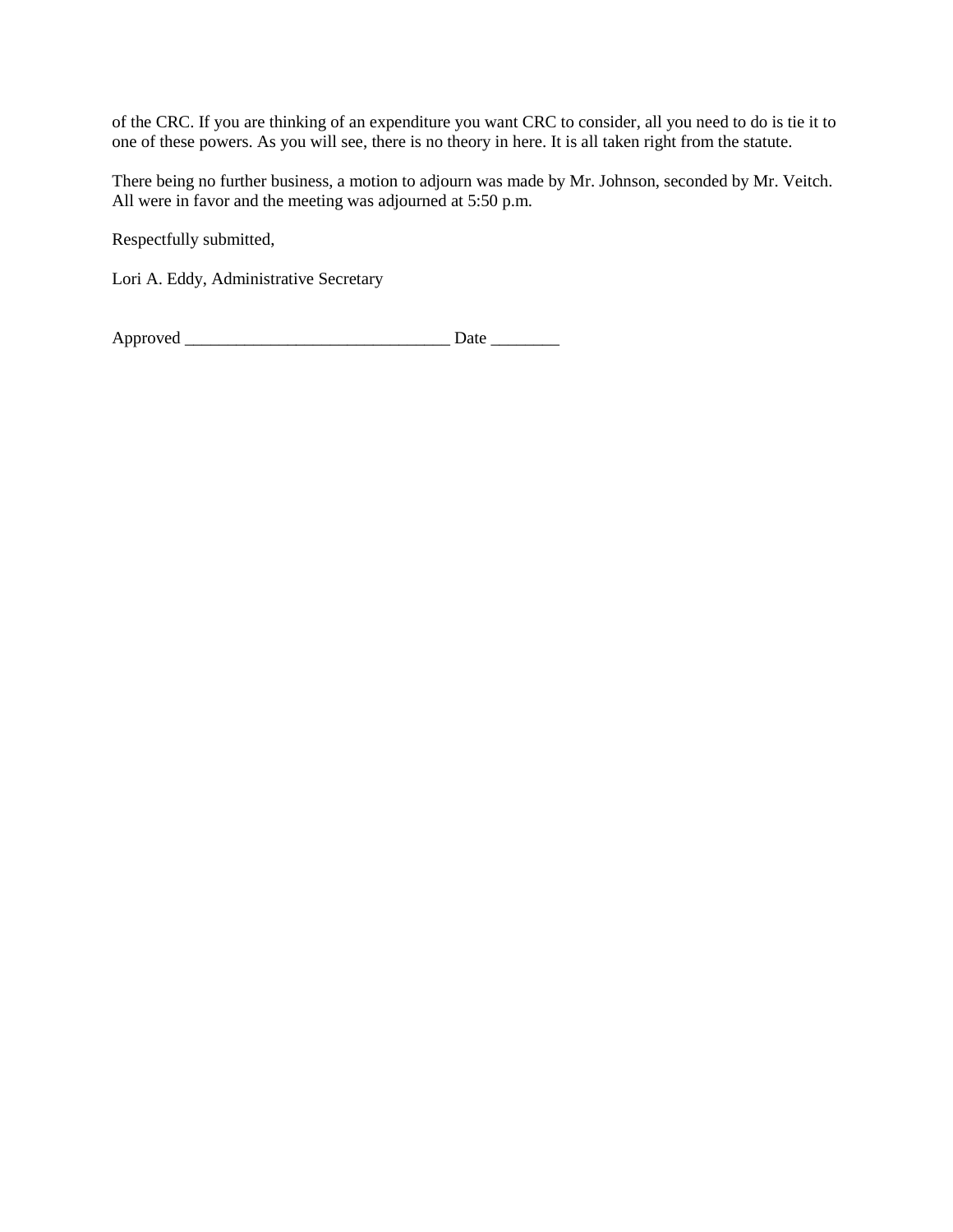of the CRC. If you are thinking of an expenditure you want CRC to consider, all you need to do is tie it to one of these powers. As you will see, there is no theory in here. It is all taken right from the statute.

There being no further business, a motion to adjourn was made by Mr. Johnson, seconded by Mr. Veitch. All were in favor and the meeting was adjourned at 5:50 p.m.

Respectfully submitted,

Lori A. Eddy, Administrative Secretary

Approved _______________________________ Date ________